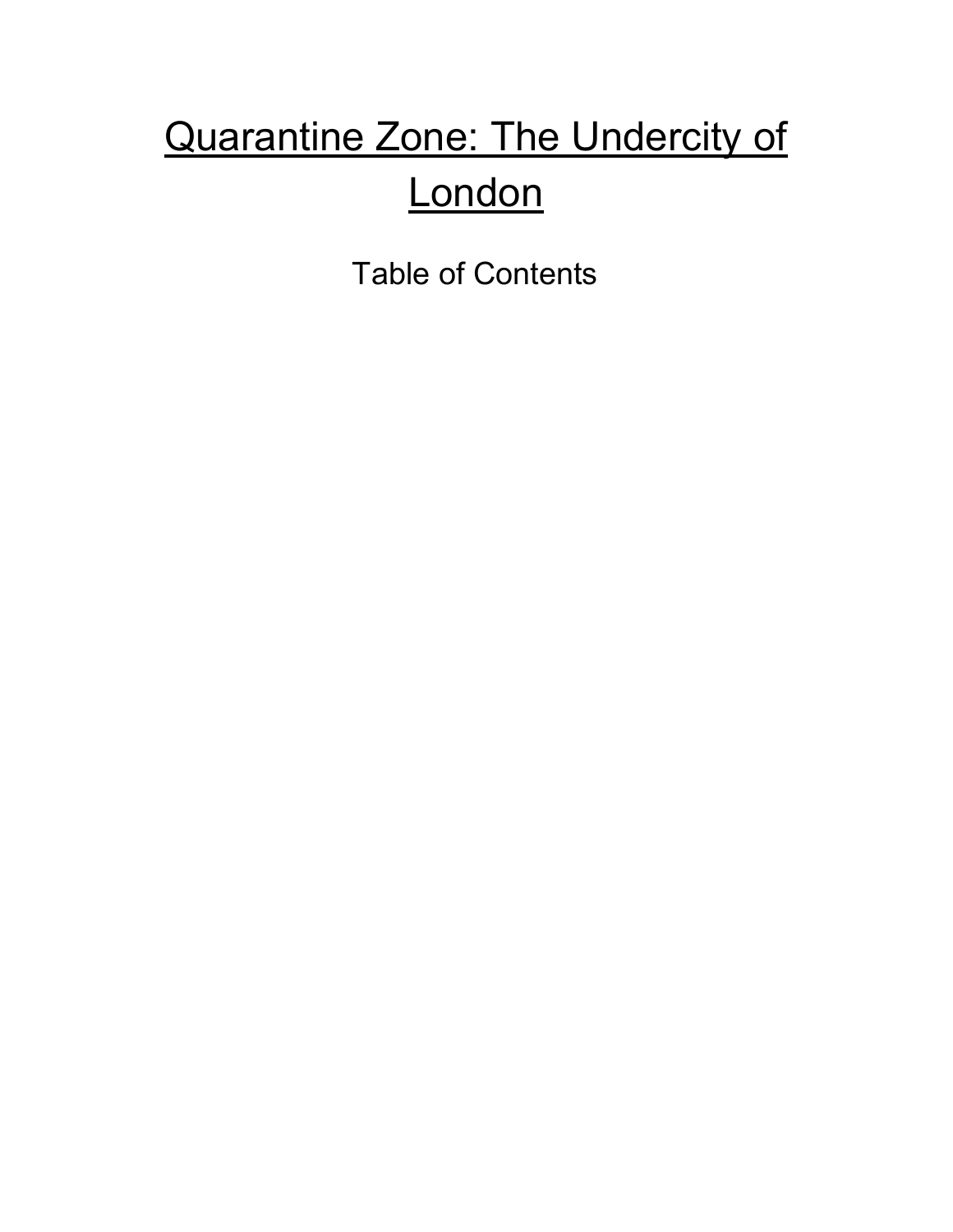# Quarantine Zone: The Undercity of London

Table of Contents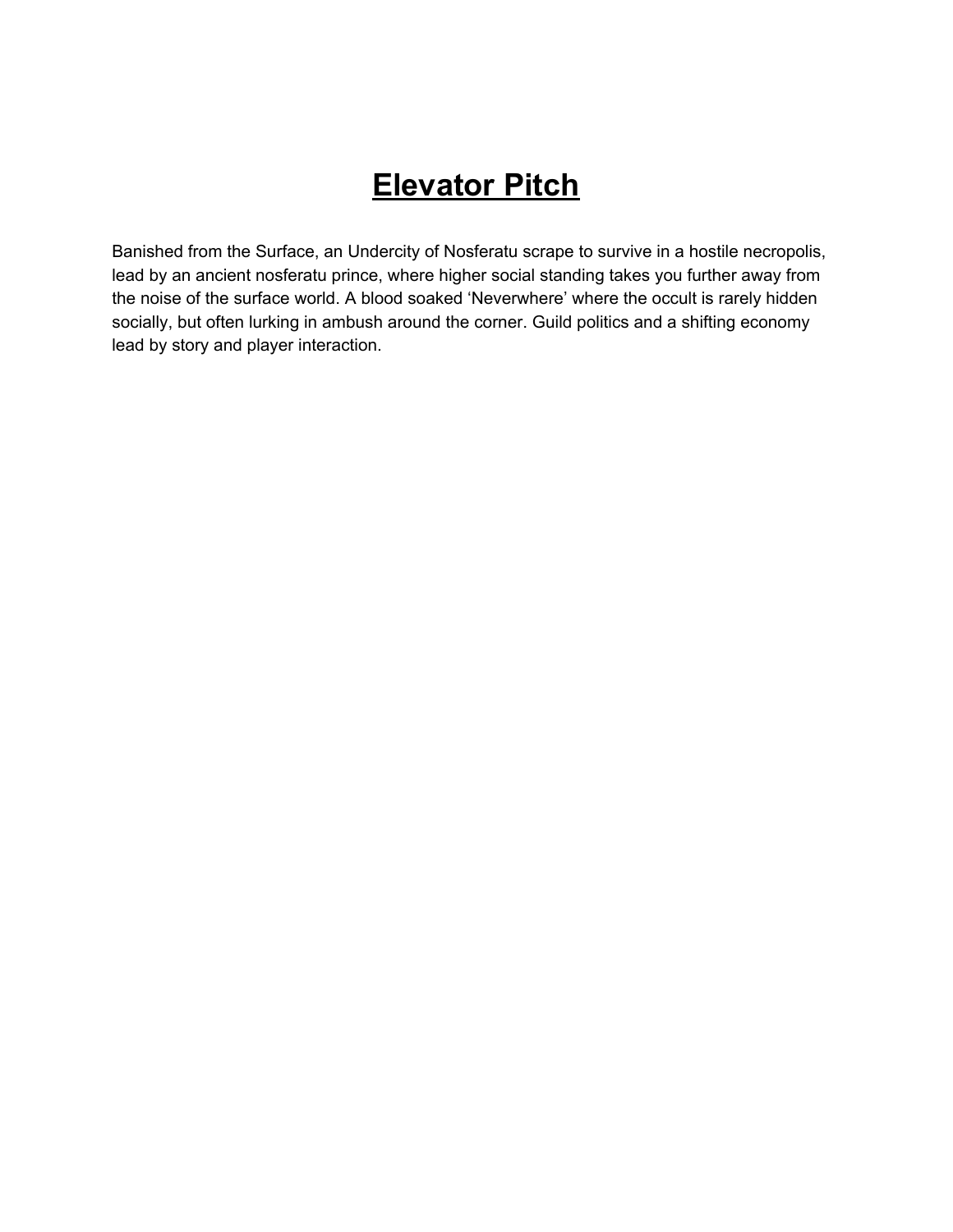# Elevator Pitch

Banished from the Surface, an Undercity of Nosferatu scrape to survive in a hostile necropolis, lead by an ancient nosferatu prince, where higher social standing takes you further away from the noise of the surface world. A blood soaked 'Neverwhere' where the occult is rarely hidden socially, but often lurking in ambush around the corner. Guild politics and a shifting economy lead by story and player interaction.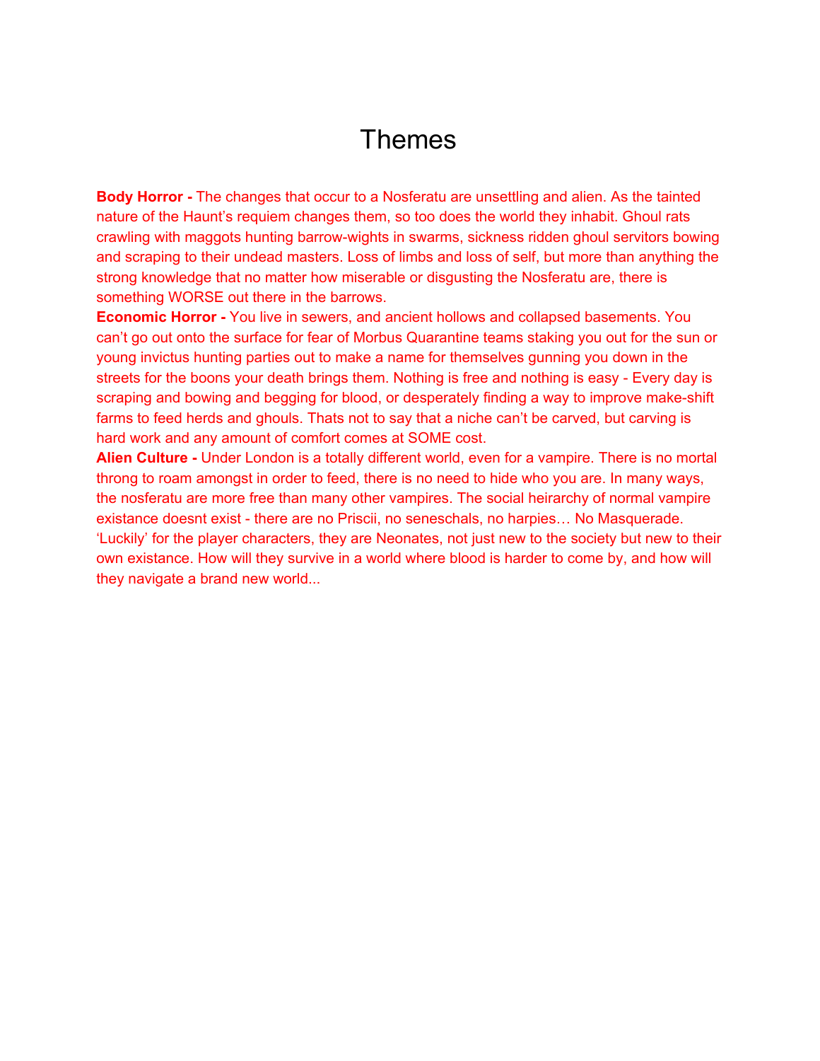# Themes

**Body Horror -** The changes that occur to a Nosferatu are unsettling and alien. As the tainted nature of the Haunt's requiem changes them, so too does the world they inhabit. Ghoul rats crawling with maggots hunting barrow-wights in swarms, sickness ridden ghoul servitors bowing and scraping to their undead masters. Loss of limbs and loss of self, but more than anything the strong knowledge that no matter how miserable or disgusting the Nosferatu are, there is something WORSE out there in the barrows.

**Economic Horror -** You live in sewers, and ancient hollows and collapsed basements. You can't go out onto the surface for fear of Morbus Quarantine teams staking you out for the sun or young invictus hunting parties out to make a name for themselves gunning you down in the streets for the boons your death brings them. Nothing is free and nothing is easy - Every day is scraping and bowing and begging for blood, or desperately finding a way to improve make-shift farms to feed herds and ghouls. Thats not to say that a niche can't be carved, but carving is hard work and any amount of comfort comes at SOME cost.

**Alien Culture -** Under London is a totally different world, even for a vampire. There is no mortal throng to roam amongst in order to feed, there is no need to hide who you are. In many ways, the nosferatu are more free than many other vampires. The social heirarchy of normal vampire existance doesnt exist - there are no Priscii, no seneschals, no harpies… No Masquerade. 'Luckily' for the player characters, they are Neonates, not just new to the society but new to their own existance. How will they survive in a world where blood is harder to come by, and how will they navigate a brand new world...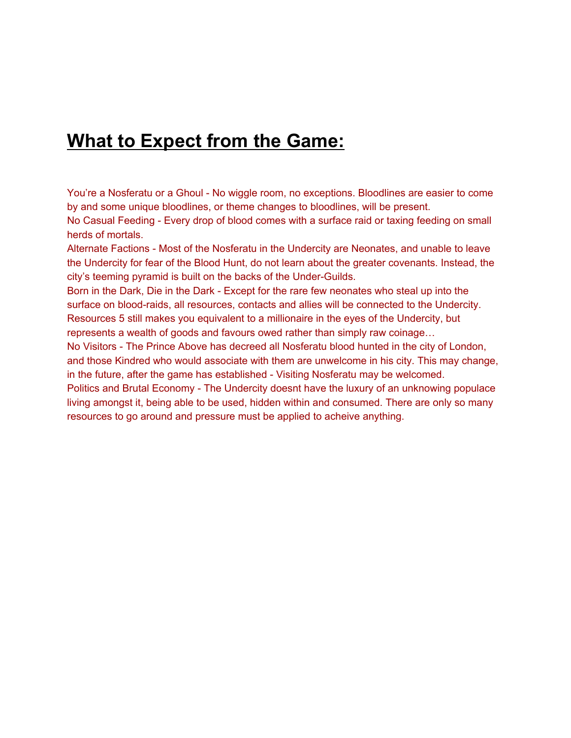## **What to Expect from the Game:**

You're a Nosferatu or a Ghoul - No wiggle room, no exceptions. Bloodlines are easier to come by and some unique bloodlines, or theme changes to bloodlines, will be present.

No Casual Feeding - Every drop of blood comes with a surface raid or taxing feeding on small herds of mortals.

Alternate Factions - Most of the Nosferatu in the Undercity are Neonates, and unable to leave the Undercity for fear of the Blood Hunt, do not learn about the greater covenants. Instead, the city's teeming pyramid is built on the backs of the Under-Guilds.

Born in the Dark, Die in the Dark - Except for the rare few neonates who steal up into the surface on blood-raids, all resources, contacts and allies will be connected to the Undercity. Resources 5 still makes you equivalent to a millionaire in the eyes of the Undercity, but represents a wealth of goods and favours owed rather than simply raw coinage…

No Visitors - The Prince Above has decreed all Nosferatu blood hunted in the city of London, and those Kindred who would associate with them are unwelcome in his city. This may change, in the future, after the game has established - Visiting Nosferatu may be welcomed.

Politics and Brutal Economy - The Undercity doesnt have the luxury of an unknowing populace living amongst it, being able to be used, hidden within and consumed. There are only so many resources to go around and pressure must be applied to acheive anything.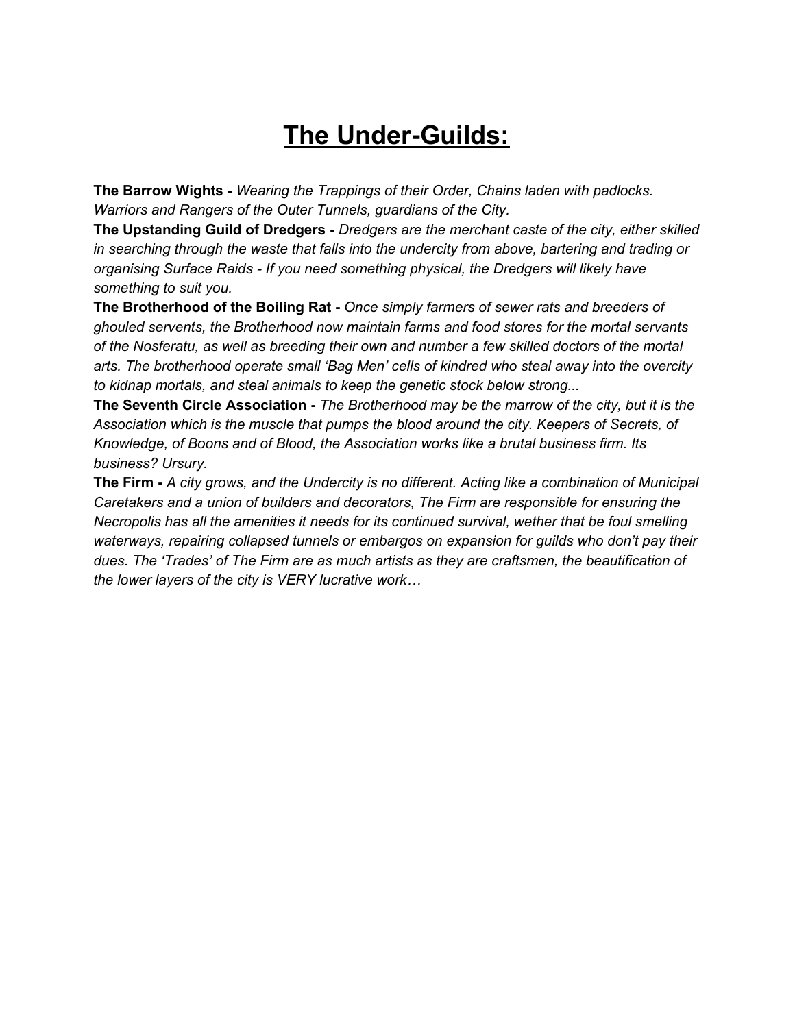# The Under-Guilds:

**The Barrow Wights -** *Wearing the Trappings of their Order, Chains laden with padlocks. Warriors and Rangers of the Outer Tunnels, guardians of the City.*

**The Upstanding Guild of Dredgers -** *Dredgers are the merchant caste of the city, either skilled in searching through the waste that falls into the undercity from above, bartering and trading or organising Surface Raids - If you need something physical, the Dredgers will likely have something to suit you.*

**The Brotherhood of the Boiling Rat -** *Once simply farmers of sewer rats and breeders of ghouled servents, the Brotherhood now maintain farms and food stores for the mortal servants of the Nosferatu, as well as breeding their own and number a few skilled doctors of the mortal arts. The brotherhood operate small 'Bag Men' cells of kindred who steal away into the overcity to kidnap mortals, and steal animals to keep the genetic stock below strong...*

**The Seventh Circle Association -** *The Brotherhood may be the marrow of the city, but it is the Association which is the muscle that pumps the blood around the city. Keepers of Secrets, of Knowledge, of Boons and of Blood, the Association works like a brutal business firm. Its business? Ursury.*

**The Firm -** *A city grows, and the Undercity is no different. Acting like a combination of Municipal Caretakers and a union of builders and decorators, The Firm are responsible for ensuring the Necropolis has all the amenities it needs for its continued survival, wether that be foul smelling waterways, repairing collapsed tunnels or embargos on expansion for guilds who don't pay their dues. The 'Trades' of The Firm are as much artists as they are craftsmen, the beautification of the lower layers of the city is VERY lucrative work…*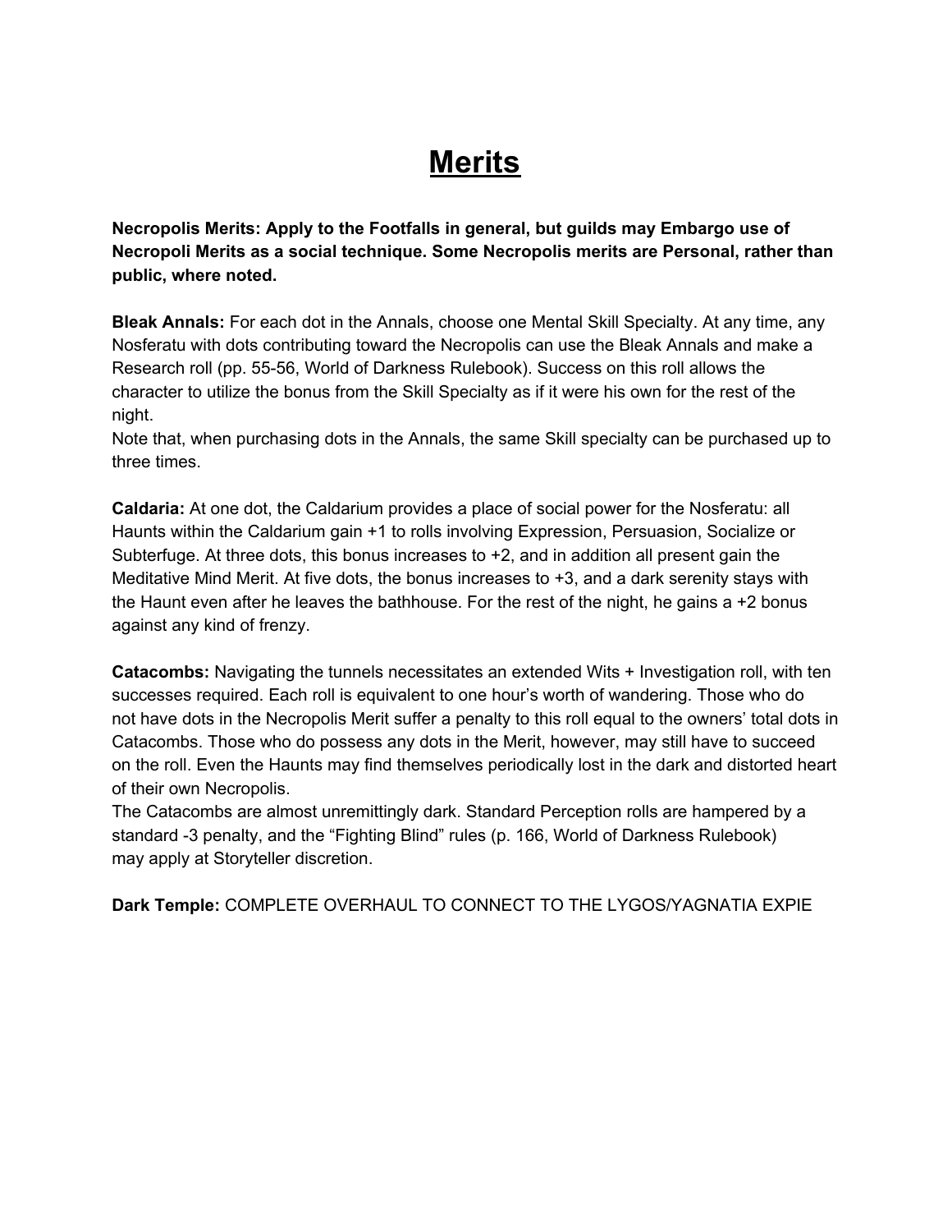# Merits

**Necropolis Merits: Apply to the Footfalls in general, but guilds may Embargo use of Necropoli Merits as a social technique. Some Necropolis merits are Personal, rather than public, where noted.**

**Bleak Annals:** For each dot in the Annals, choose one Mental Skill Specialty. At any time, any Nosferatu with dots contributing toward the Necropolis can use the Bleak Annals and make a Research roll (pp. 55-56, World of Darkness Rulebook). Success on this roll allows the character to utilize the bonus from the Skill Specialty as if it were his own for the rest of the night.
Note that, when purchasing dots in the Annals, the same Skill specialty can be purchased up to three times.

**Caldaria:** At one dot, the Caldarium provides a place of social power for the Nosferatu: all Haunts within the Caldarium gain +1 to rolls involving Expression, Persuasion, Socialize or Subterfuge. At three dots, this bonus increases to +2, and in addition all present gain the Meditative Mind Merit. At five dots, the bonus increases to +3, and a dark serenity stays with the Haunt even after he leaves the bathhouse. For the rest of the night, he gains a +2 bonus against any kind of frenzy.

**Catacombs:** Navigating the tunnels necessitates an extended Wits + Investigation roll, with ten successes required. Each roll is equivalent to one hour's worth of wandering. Those who do not have dots in the Necropolis Merit suffer a penalty to this roll equal to the owners' total dots in Catacombs. Those who do possess any dots in the Merit, however, may still have to succeed on the roll. Even the Haunts may find themselves periodically lost in the dark and distorted heart of their own Necropolis.
The Catacombs are almost unremittingly dark. Standard Perception rolls are hampered by a standard -3 penalty, and the "Fighting Blind" rules (p. 166, World of Darkness Rulebook) may apply at Storyteller discretion.

**Dark Temple:** COMPLETE OVERHAUL TO CONNECT TO THE LYGOS/YAGNATIA EXPIE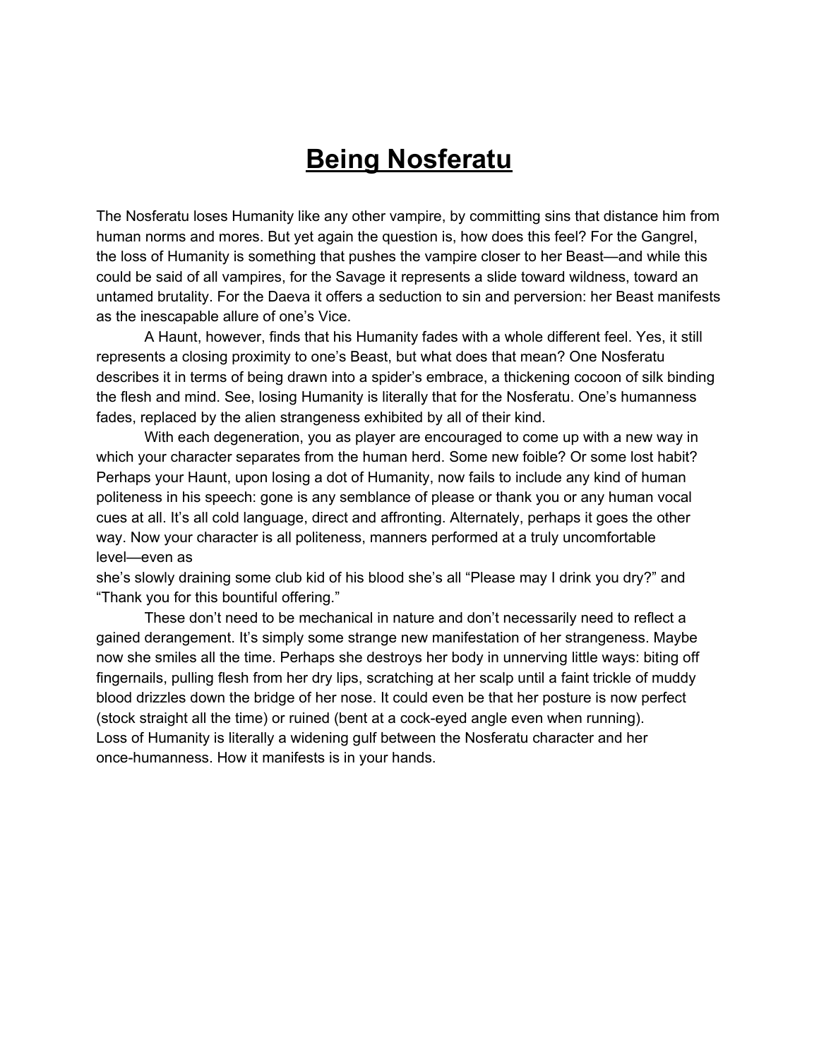# Being Nosferatu

The Nosferatu loses Humanity like any other vampire, by committing sins that distance him from human norms and mores. But yet again the question is, how does this feel? For the Gangrel, the loss of Humanity is something that pushes the vampire closer to her Beast—and while this could be said of all vampires, for the Savage it represents a slide toward wildness, toward an untamed brutality. For the Daeva it offers a seduction to sin and perversion: her Beast manifests as the inescapable allure of one's Vice.

A Haunt, however, finds that his Humanity fades with a whole different feel. Yes, it still represents a closing proximity to one's Beast, but what does that mean? One Nosferatu describes it in terms of being drawn into a spider's embrace, a thickening cocoon of silk binding the flesh and mind. See, losing Humanity is literally that for the Nosferatu. One's humanness fades, replaced by the alien strangeness exhibited by all of their kind.

With each degeneration, you as player are encouraged to come up with a new way in which your character separates from the human herd. Some new foible? Or some lost habit? Perhaps your Haunt, upon losing a dot of Humanity, now fails to include any kind of human politeness in his speech: gone is any semblance of please or thank you or any human vocal cues at all. It's all cold language, direct and affronting. Alternately, perhaps it goes the other way. Now your character is all politeness, manners performed at a truly uncomfortable level—even as she's slowly draining some club kid of his blood she's all "Please may I drink you dry?" and "Thank you for this bountiful offering."

These don't need to be mechanical in nature and don't necessarily need to reflect a gained derangement. It's simply some strange new manifestation of her strangeness. Maybe now she smiles all the time. Perhaps she destroys her body in unnerving little ways: biting off fingernails, pulling flesh from her dry lips, scratching at her scalp until a faint trickle of muddy blood drizzles down the bridge of her nose. It could even be that her posture is now perfect (stock straight all the time) or ruined (bent at a cock-eyed angle even when running). Loss of Humanity is literally a widening gulf between the Nosferatu character and her once-humanness. How it manifests is in your hands.